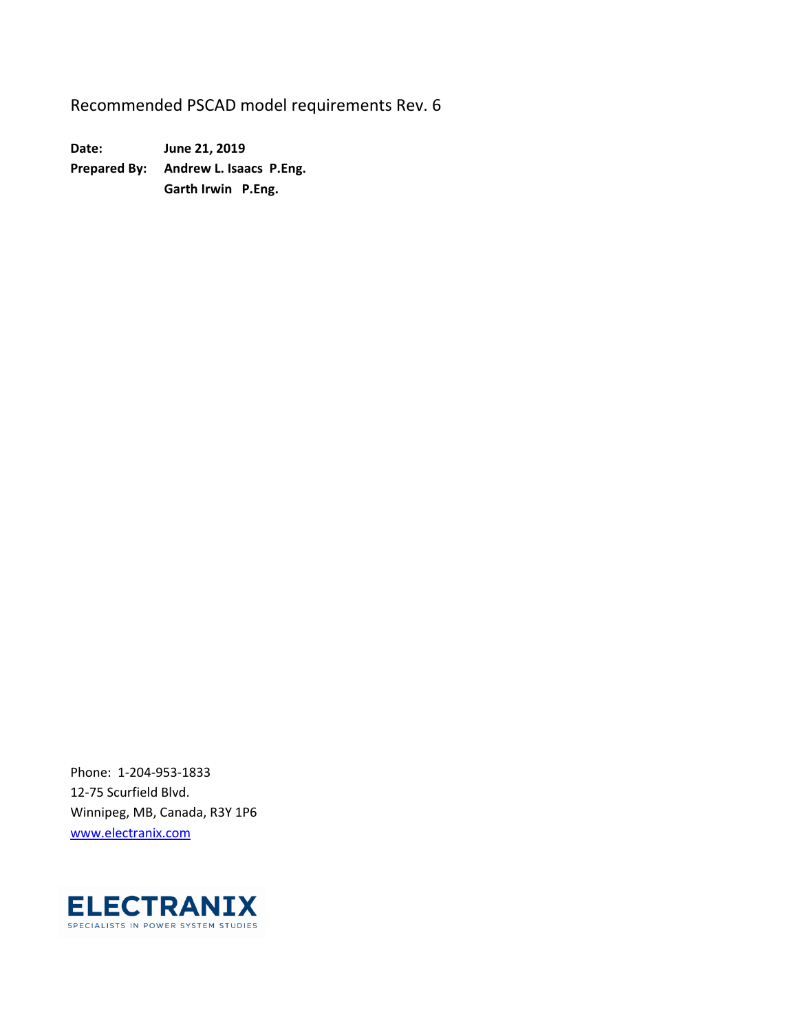# Recommended PSCAD model requirements Rev. 6

**Date:** **June 21, 2019**

**Prepared By:** **Andrew L. Isaacs P.Eng.**
**Garth Irwin P.Eng.**

Phone: 1-204-953-1833
12-75 Scurfield Blvd.
Winnipeg, MB, Canada, R3Y 1P6
[www.electranix.com](www.electranix.com)

ELECTRANIX
SPECIALISTS IN POWER SYSTEM STUDIES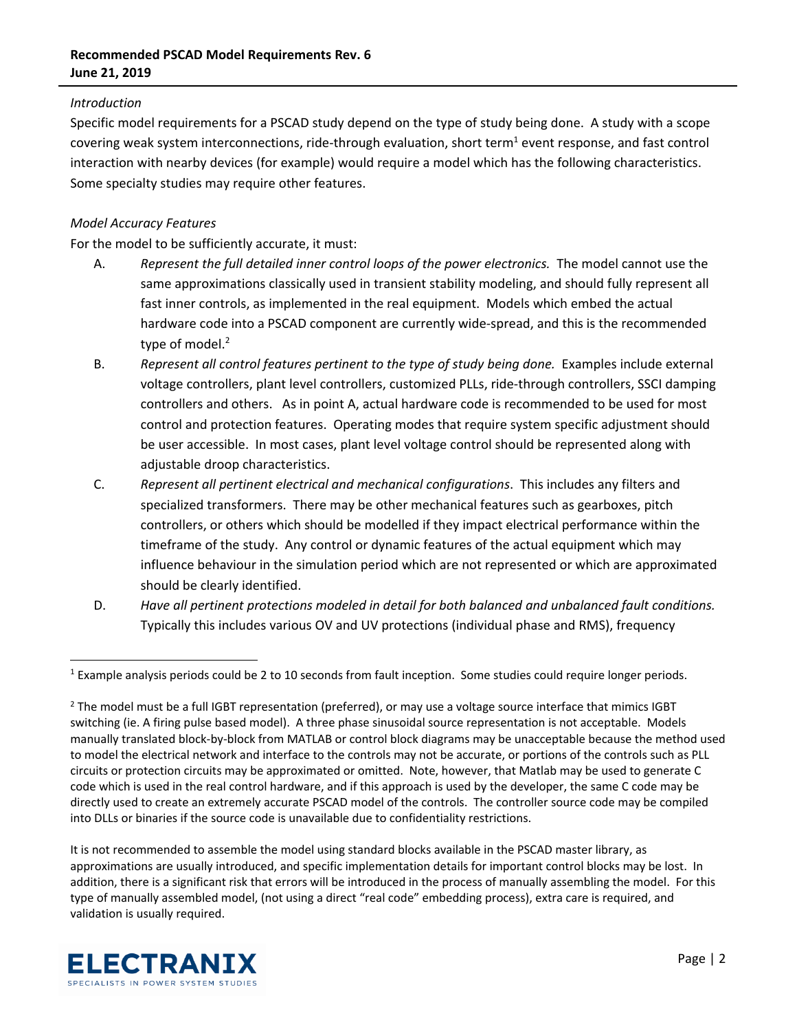*Introduction*

Specific model requirements for a PSCAD study depend on the type of study being done. A study with a scope covering weak system interconnections, ride-through evaluation, short term[1] event response, and fast control interaction with nearby devices (for example) would require a model which has the following characteristics. Some specialty studies may require other features.

*Model Accuracy Features*

For the model to be sufficiently accurate, it must:

A. *Represent the full detailed inner control loops of the power electronics.* The model cannot use the same approximations classically used in transient stability modeling, and should fully represent all fast inner controls, as implemented in the real equipment. Models which embed the actual hardware code into a PSCAD component are currently wide-spread, and this is the recommended type of model.[2]

B. *Represent all control features pertinent to the type of study being done.* Examples include external voltage controllers, plant level controllers, customized PLLs, ride-through controllers, SSCI damping controllers and others. As in point A, actual hardware code is recommended to be used for most control and protection features. Operating modes that require system specific adjustment should be user accessible. In most cases, plant level voltage control should be represented along with adjustable droop characteristics.

C. *Represent all pertinent electrical and mechanical configurations*. This includes any filters and specialized transformers. There may be other mechanical features such as gearboxes, pitch controllers, or others which should be modelled if they impact electrical performance within the timeframe of the study. Any control or dynamic features of the actual equipment which may influence behaviour in the simulation period which are not represented or which are approximated should be clearly identified.

D. *Have all pertinent protections modeled in detail for both balanced and unbalanced fault conditions.* Typically this includes various OV and UV protections (individual phase and RMS), frequency

---

[1] Example analysis periods could be 2 to 10 seconds from fault inception. Some studies could require longer periods.

[2] The model must be a full IGBT representation (preferred), or may use a voltage source interface that mimics IGBT switching (ie. A firing pulse based model). A three phase sinusoidal source representation is not acceptable. Models manually translated block-by-block from MATLAB or control block diagrams may be unacceptable because the method used to model the electrical network and interface to the controls may not be accurate, or portions of the controls such as PLL circuits or protection circuits may be approximated or omitted. Note, however, that Matlab may be used to generate C code which is used in the real control hardware, and if this approach is used by the developer, the same C code may be directly used to create an extremely accurate PSCAD model of the controls. The controller source code may be compiled into DLLs or binaries if the source code is unavailable due to confidentiality restrictions.

It is not recommended to assemble the model using standard blocks available in the PSCAD master library, as approximations are usually introduced, and specific implementation details for important control blocks may be lost. In addition, there is a significant risk that errors will be introduced in the process of manually assembling the model. For this type of manually assembled model, (not using a direct "real code" embedding process), extra care is required, and validation is usually required.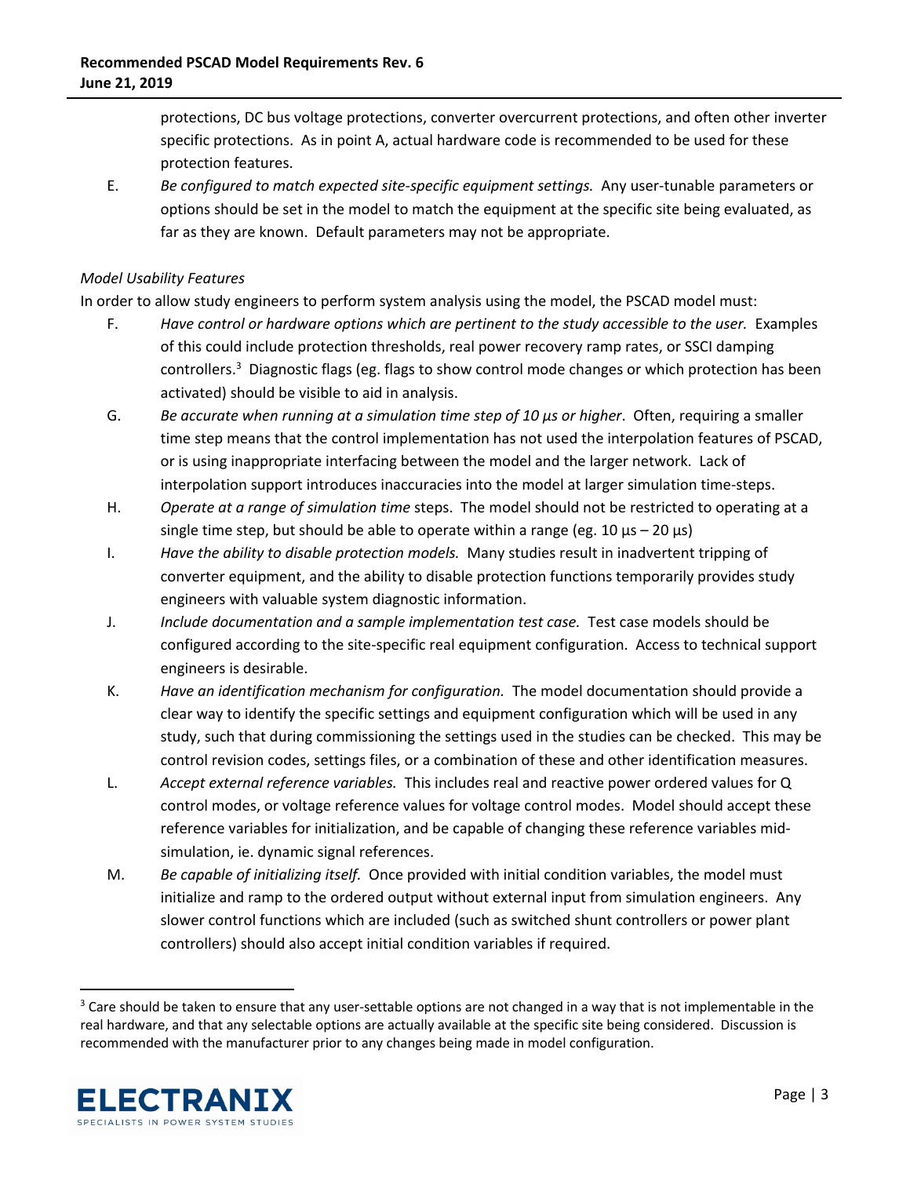protections, DC bus voltage protections, converter overcurrent protections, and often other inverter specific protections. As in point A, actual hardware code is recommended to be used for these protection features.

E. *Be configured to match expected site-specific equipment settings.* Any user-tunable parameters or options should be set in the model to match the equipment at the specific site being evaluated, as far as they are known. Default parameters may not be appropriate.

*Model Usability Features*

In order to allow study engineers to perform system analysis using the model, the PSCAD model must:

F. *Have control or hardware options which are pertinent to the study accessible to the user.* Examples of this could include protection thresholds, real power recovery ramp rates, or SSCI damping controllers.[3] Diagnostic flags (eg. flags to show control mode changes or which protection has been activated) should be visible to aid in analysis.

G. *Be accurate when running at a simulation time step of 10 µs or higher*. Often, requiring a smaller time step means that the control implementation has not used the interpolation features of PSCAD, or is using inappropriate interfacing between the model and the larger network. Lack of interpolation support introduces inaccuracies into the model at larger simulation time-steps.

H. *Operate at a range of simulation time* steps. The model should not be restricted to operating at a single time step, but should be able to operate within a range (eg. 10 µs – 20 µs)

I. *Have the ability to disable protection models.* Many studies result in inadvertent tripping of converter equipment, and the ability to disable protection functions temporarily provides study engineers with valuable system diagnostic information.

J. *Include documentation and a sample implementation test case.* Test case models should be configured according to the site-specific real equipment configuration. Access to technical support engineers is desirable.

K. *Have an identification mechanism for configuration.* The model documentation should provide a clear way to identify the specific settings and equipment configuration which will be used in any study, such that during commissioning the settings used in the studies can be checked. This may be control revision codes, settings files, or a combination of these and other identification measures.

L. *Accept external reference variables.* This includes real and reactive power ordered values for Q control modes, or voltage reference values for voltage control modes. Model should accept these reference variables for initialization, and be capable of changing these reference variables mid-simulation, ie. dynamic signal references.

M. *Be capable of initializing itself.* Once provided with initial condition variables, the model must initialize and ramp to the ordered output without external input from simulation engineers. Any slower control functions which are included (such as switched shunt controllers or power plant controllers) should also accept initial condition variables if required.

---

[3] Care should be taken to ensure that any user-settable options are not changed in a way that is not implementable in the real hardware, and that any selectable options are actually available at the specific site being considered. Discussion is recommended with the manufacturer prior to any changes being made in model configuration.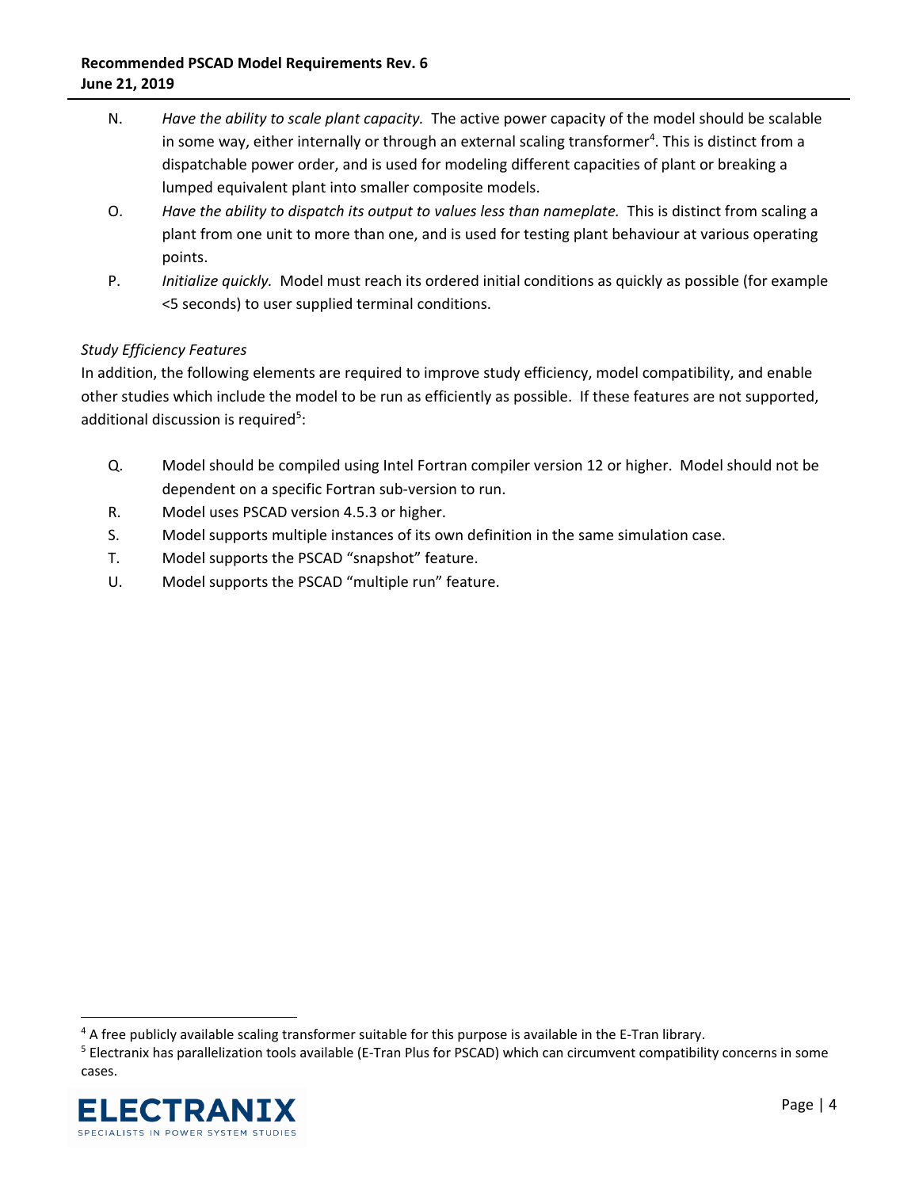N. *Have the ability to scale plant capacity.* The active power capacity of the model should be scalable in some way, either internally or through an external scaling transformer[4]. This is distinct from a dispatchable power order, and is used for modeling different capacities of plant or breaking a lumped equivalent plant into smaller composite models.

O. *Have the ability to dispatch its output to values less than nameplate.* This is distinct from scaling a plant from one unit to more than one, and is used for testing plant behaviour at various operating points.

P. *Initialize quickly.* Model must reach its ordered initial conditions as quickly as possible (for example <5 seconds) to user supplied terminal conditions.

*Study Efficiency Features*

In addition, the following elements are required to improve study efficiency, model compatibility, and enable other studies which include the model to be run as efficiently as possible. If these features are not supported, additional discussion is required[5]:

Q. Model should be compiled using Intel Fortran compiler version 12 or higher. Model should not be dependent on a specific Fortran sub-version to run.

R. Model uses PSCAD version 4.5.3 or higher.

S. Model supports multiple instances of its own definition in the same simulation case.

T. Model supports the PSCAD "snapshot" feature.

U. Model supports the PSCAD "multiple run" feature.

---

[4] A free publicly available scaling transformer suitable for this purpose is available in the E-Tran library.

[5] Electranix has parallelization tools available (E-Tran Plus for PSCAD) which can circumvent compatibility concerns in some cases.